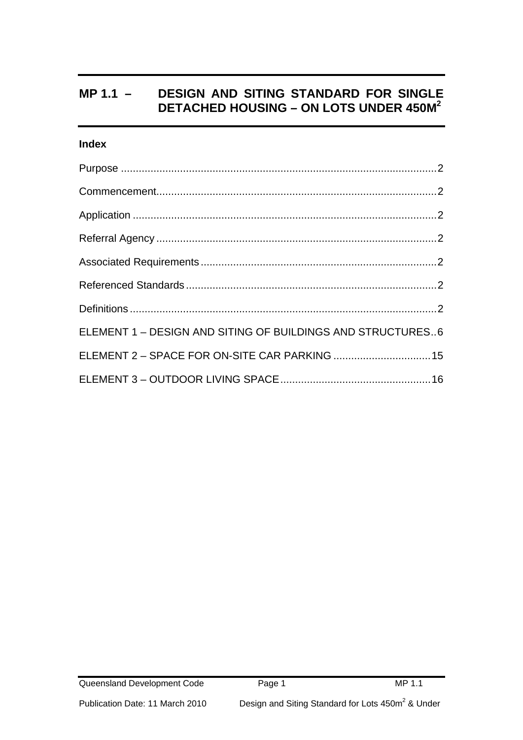# MP 1.1 – DESIGN AND SITING STANDARD FOR SINGLE DETACHED HOUSING – ON LOTS UNDER 450M$^2$

**Index**

Purpose .......................................................................................................2

Commencement..............................................................................................2

Application ....................................................................................................2

Referral Agency .............................................................................................2

Associated Requirements ...............................................................................2

Referenced Standards ....................................................................................2

Definitions .....................................................................................................2

ELEMENT 1 – DESIGN AND SITING OF BUILDINGS AND STRUCTURES..6

ELEMENT 2 – SPACE FOR ON-SITE CAR PARKING ................................15

ELEMENT 3 – OUTDOOR LIVING SPACE ..................................................16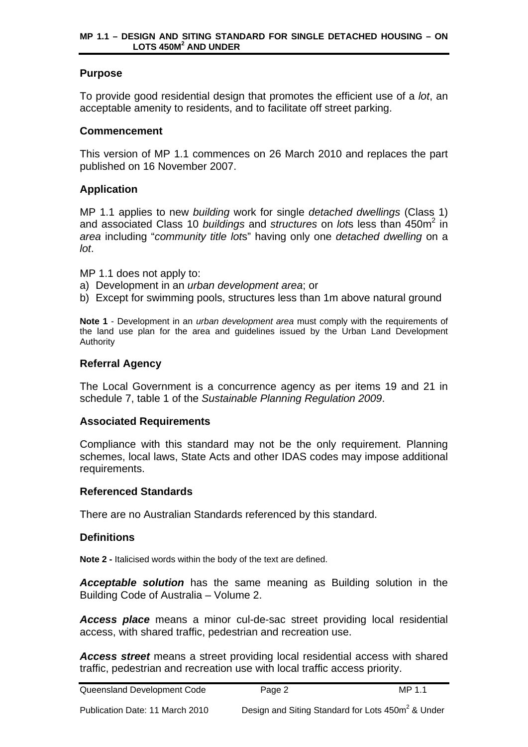### Purpose

To provide good residential design that promotes the efficient use of a *lot*, an acceptable amenity to residents, and to facilitate off street parking.

### Commencement

This version of MP 1.1 commences on 26 March 2010 and replaces the part published on 16 November 2007.

### Application

MP 1.1 applies to new *building* work for single *detached dwellings* (Class 1) and associated Class 10 *buildings* and *structures* on *lot*s less than 450m$^2$ in *area* including "*community title lot*s" having only one *detached dwelling* on a *lot*.

MP 1.1 does not apply to:

a) Development in an *urban development area*; or
b) Except for swimming pools, structures less than 1m above natural ground

**Note 1** - Development in an *urban development area* must comply with the requirements of the land use plan for the area and guidelines issued by the Urban Land Development Authority

### Referral Agency

The Local Government is a concurrence agency as per items 19 and 21 in schedule 7, table 1 of the *Sustainable Planning Regulation 2009*.

### Associated Requirements

Compliance with this standard may not be the only requirement. Planning schemes, local laws, State Acts and other IDAS codes may impose additional requirements.

### Referenced Standards

There are no Australian Standards referenced by this standard.

### Definitions

**Note 2 -** Italicised words within the body of the text are defined.

***Acceptable solution*** has the same meaning as Building solution in the Building Code of Australia – Volume 2.

***Access place*** means a minor cul-de-sac street providing local residential access, with shared traffic, pedestrian and recreation use.

***Access street*** means a street providing local residential access with shared traffic, pedestrian and recreation use with local traffic access priority.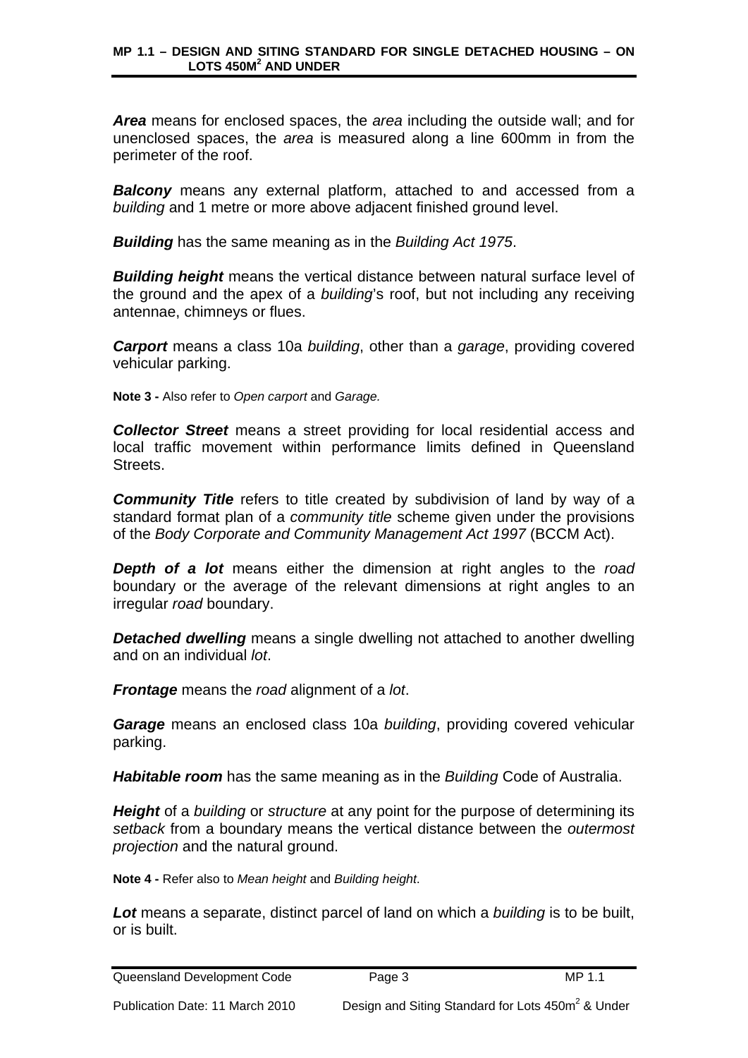***Area*** means for enclosed spaces, the *area* including the outside wall; and for unenclosed spaces, the *area* is measured along a line 600mm in from the perimeter of the roof.

***Balcony*** means any external platform, attached to and accessed from a *building* and 1 metre or more above adjacent finished ground level.

***Building*** has the same meaning as in the *Building Act 1975*.

***Building height*** means the vertical distance between natural surface level of the ground and the apex of a *building*'s roof, but not including any receiving antennae, chimneys or flues.

***Carport*** means a class 10a *building*, other than a *garage*, providing covered vehicular parking.

**Note 3 -** Also refer to *Open carport* and *Garage.*

***Collector Street*** means a street providing for local residential access and local traffic movement within performance limits defined in Queensland Streets.

***Community Title*** refers to title created by subdivision of land by way of a standard format plan of a *community title* scheme given under the provisions of the *Body Corporate and Community Management Act 1997* (BCCM Act).

***Depth of a lot*** means either the dimension at right angles to the *road* boundary or the average of the relevant dimensions at right angles to an irregular *road* boundary.

***Detached dwelling*** means a single dwelling not attached to another dwelling and on an individual *lot*.

***Frontage*** means the *road* alignment of a *lot*.

***Garage*** means an enclosed class 10a *building*, providing covered vehicular parking.

***Habitable room*** has the same meaning as in the *Building* Code of Australia.

***Height*** of a *building* or *structure* at any point for the purpose of determining its *setback* from a boundary means the vertical distance between the *outermost projection* and the natural ground.

**Note 4 -** Refer also to *Mean height* and *Building height*.

***Lot*** means a separate, distinct parcel of land on which a *building* is to be built, or is built.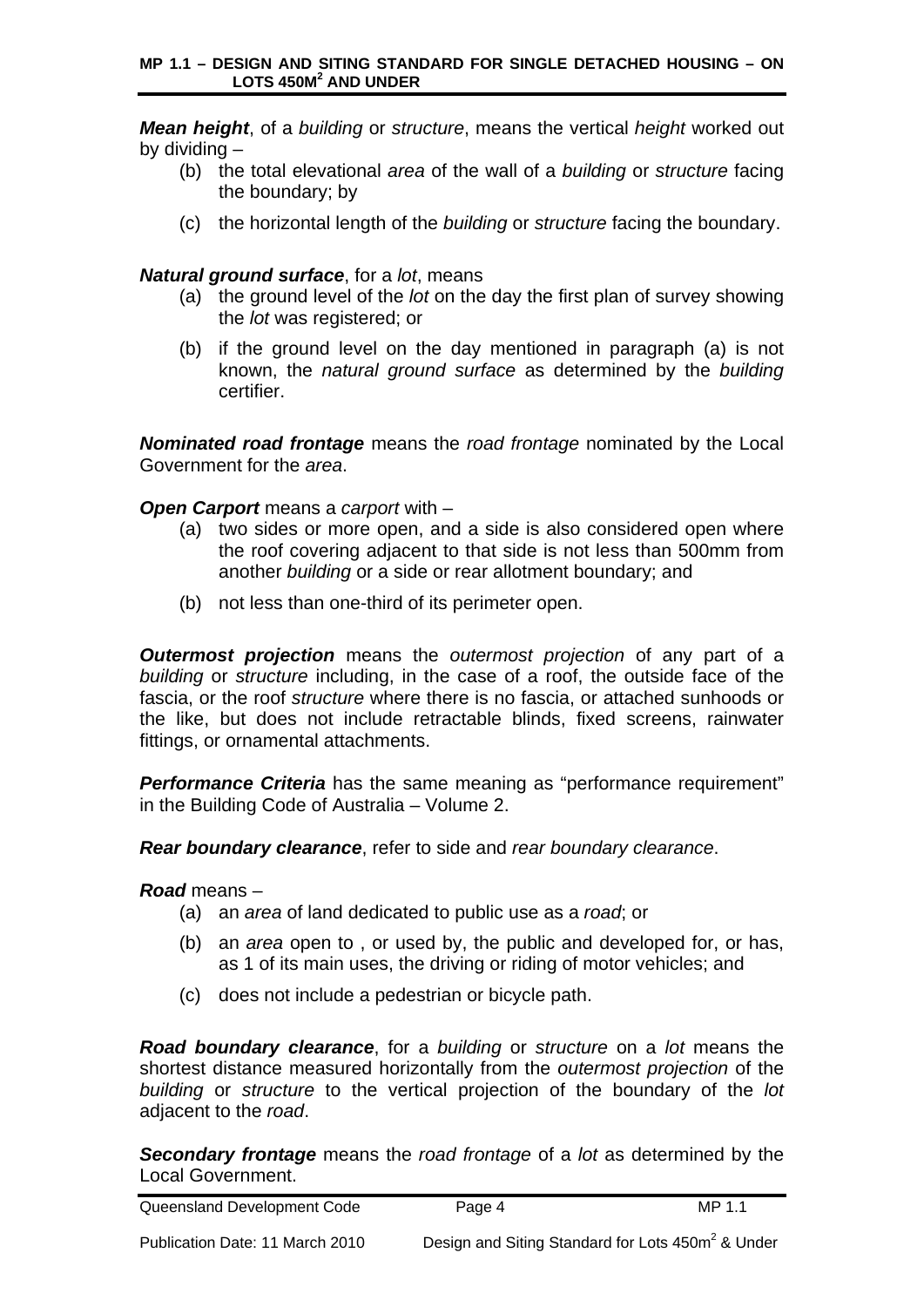***Mean height***, of a *building* or *structure*, means the vertical *height* worked out by dividing –

(b) the total elevational *area* of the wall of a *building* or *structure* facing the boundary; by

(c) the horizontal length of the *building* or *structure* facing the boundary.

***Natural ground surface***, for a *lot*, means

(a) the ground level of the *lot* on the day the first plan of survey showing the *lot* was registered; or

(b) if the ground level on the day mentioned in paragraph (a) is not known, the *natural ground surface* as determined by the *building* certifier.

***Nominated road frontage*** means the *road frontage* nominated by the Local Government for the *area*.

***Open Carport*** means a *carport* with –

(a) two sides or more open, and a side is also considered open where the roof covering adjacent to that side is not less than 500mm from another *building* or a side or rear allotment boundary; and

(b) not less than one-third of its perimeter open.

***Outermost projection*** means the *outermost projection* of any part of a *building* or *structure* including, in the case of a roof, the outside face of the fascia, or the roof *structure* where there is no fascia, or attached sunhoods or the like, but does not include retractable blinds, fixed screens, rainwater fittings, or ornamental attachments.

***Performance Criteria*** has the same meaning as "performance requirement" in the Building Code of Australia – Volume 2.

***Rear boundary clearance***, refer to side and *rear boundary clearance*.

***Road*** means –

(a) an *area* of land dedicated to public use as a *road*; or

(b) an *area* open to , or used by, the public and developed for, or has, as 1 of its main uses, the driving or riding of motor vehicles; and

(c) does not include a pedestrian or bicycle path.

***Road boundary clearance***, for a *building* or *structure* on a *lot* means the shortest distance measured horizontally from the *outermost projection* of the *building* or *structure* to the vertical projection of the boundary of the *lot* adjacent to the *road*.

***Secondary frontage*** means the *road frontage* of a *lot* as determined by the Local Government.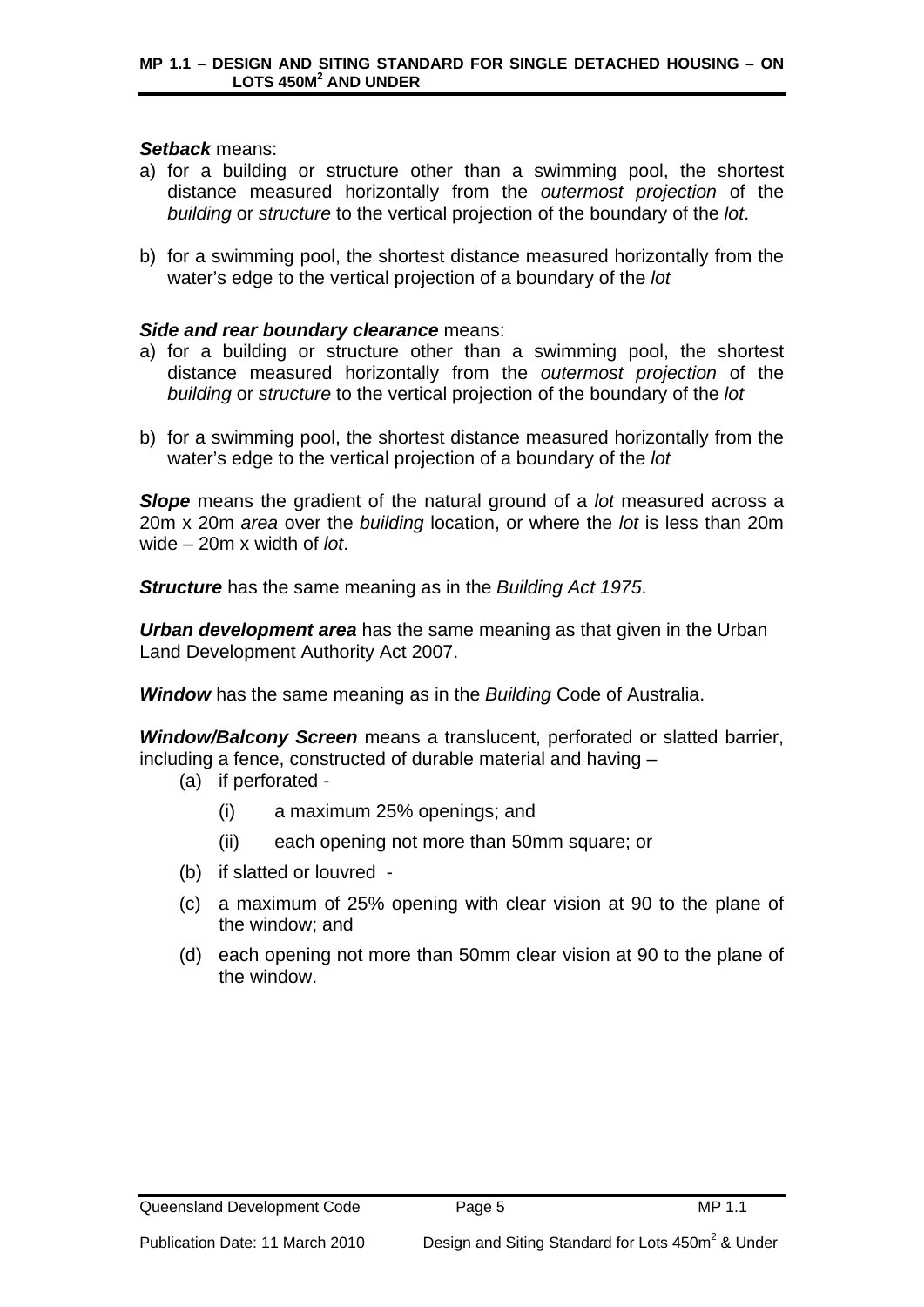***Setback*** means:

a) for a building or structure other than a swimming pool, the shortest distance measured horizontally from the *outermost projection* of the *building* or *structure* to the vertical projection of the boundary of the *lot*.

b) for a swimming pool, the shortest distance measured horizontally from the water's edge to the vertical projection of a boundary of the *lot*

***Side and rear boundary clearance*** means:

a) for a building or structure other than a swimming pool, the shortest distance measured horizontally from the *outermost projection* of the *building* or *structure* to the vertical projection of the boundary of the *lot*

b) for a swimming pool, the shortest distance measured horizontally from the water's edge to the vertical projection of a boundary of the *lot*

***Slope*** means the gradient of the natural ground of a *lot* measured across a 20m x 20m *area* over the *building* location, or where the *lot* is less than 20m wide – 20m x width of *lot*.

***Structure*** has the same meaning as in the *Building Act 1975*.

***Urban development area*** has the same meaning as that given in the Urban Land Development Authority Act 2007.

***Window*** has the same meaning as in the *Building* Code of Australia.

***Window/Balcony Screen*** means a translucent, perforated or slatted barrier, including a fence, constructed of durable material and having –

(a) if perforated -

(i) a maximum 25% openings; and

(ii) each opening not more than 50mm square; or

(b) if slatted or louvred -

(c) a maximum of 25% opening with clear vision at 90 to the plane of the window; and

(d) each opening not more than 50mm clear vision at 90 to the plane of the window.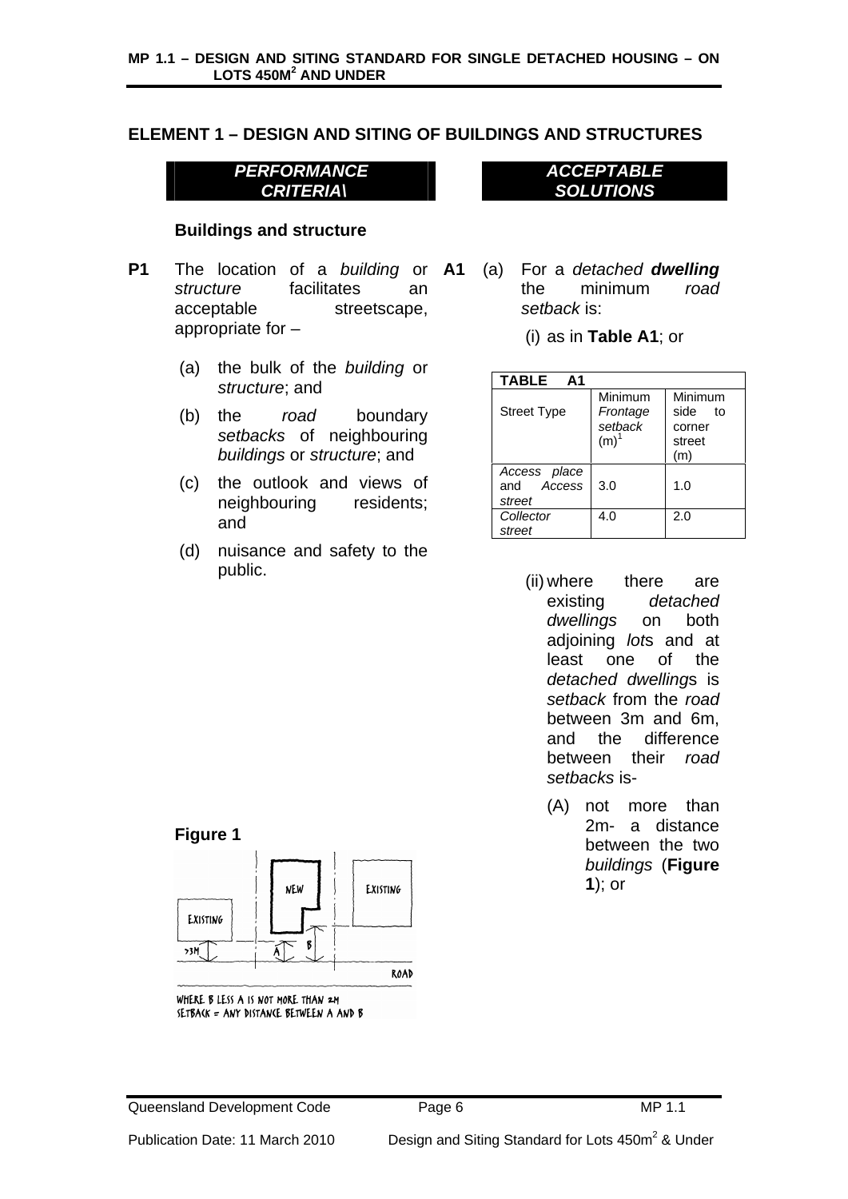## ELEMENT 1 – DESIGN AND SITING OF BUILDINGS AND STRUCTURES

| ***PERFORMANCE CRITERIA*** | ***ACCEPTABLE SOLUTIONS*** |
|---|---|

### Buildings and structure

**P1** The location of a *building* or *structure* facilitates an acceptable streetscape, appropriate for –

(a) the bulk of the *building* or *structure*; and

(b) the *road* boundary *setbacks* of neighbouring *buildings* or *structure*; and

(c) the outlook and views of neighbouring residents; and

(d) nuisance and safety to the public.

**A1** (a) For a *detached* ***dwelling*** the minimum *road setback* is:

(i) as in **Table A1**; or

| **TABLE A1** | | |
|---|---|---|
| Street Type | Minimum *Frontage setback* (m)[1] | Minimum side to corner street (m) |
| *Access place* and *Access street* | 3.0 | 1.0 |
| *Collector street* | 4.0 | 2.0 |

(ii) where there are existing *detached dwellings* on both adjoining *lot*s and at least one of the *detached dwelling*s is *setback* from the *road* between 3m and 6m, and the difference between their *road setbacks* is-

(A) not more than 2m- a distance between the two *buildings* (**Figure 1**); or

**Figure 1**

WHERE B LESS A IS NOT MORE THAN 2M
SETBACK = ANY DISTANCE BETWEEN A AND B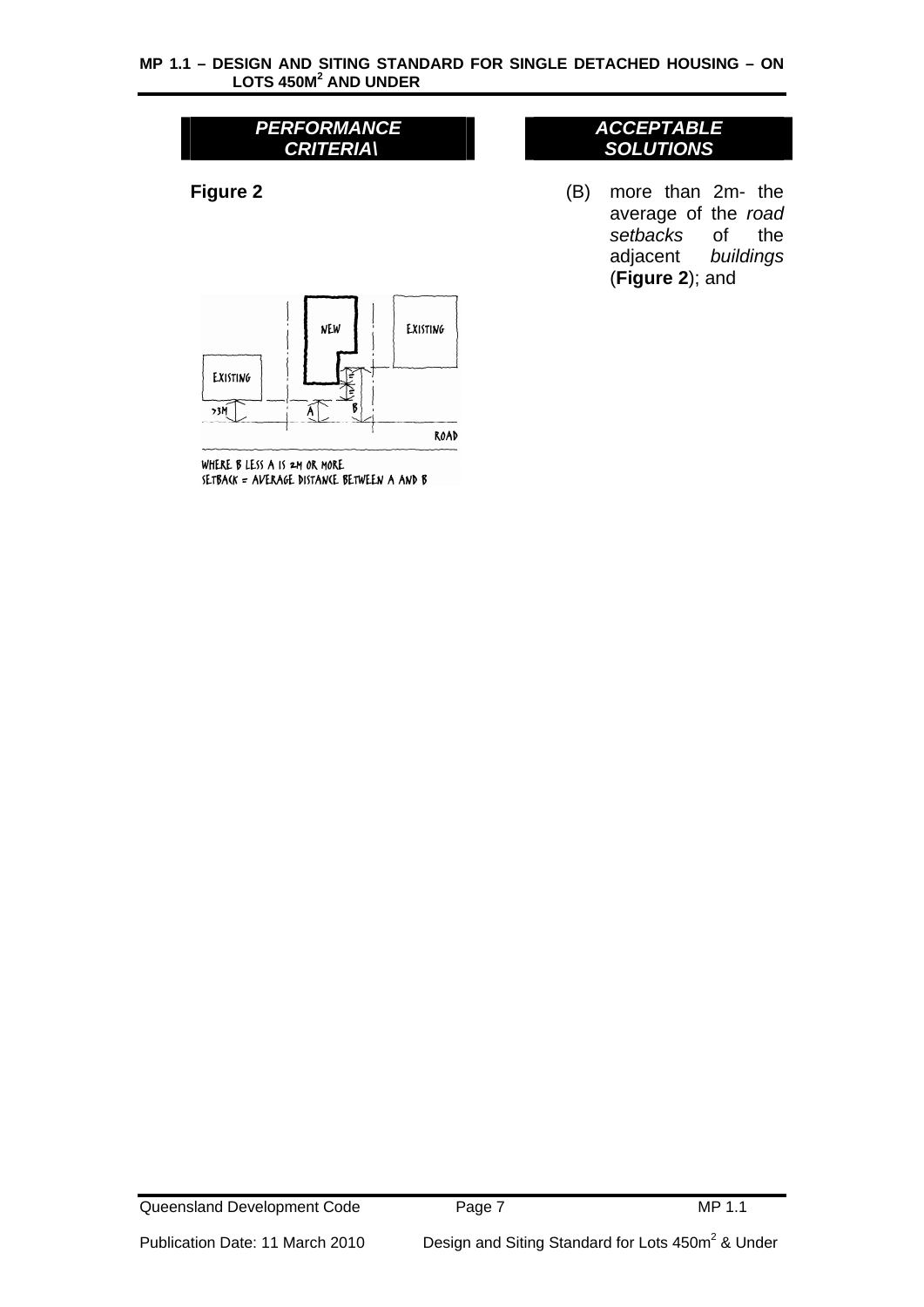| *PERFORMANCE CRITERIA\* | *ACCEPTABLE SOLUTIONS* |
| --- | --- |
| **Figure 2** | (B) more than 2m- the average of the *road setbacks* of the adjacent *buildings* (**Figure 2**); and |

WHERE B LESS A IS 2M OR MORE
SETBACK = AVERAGE DISTANCE BETWEEN A AND B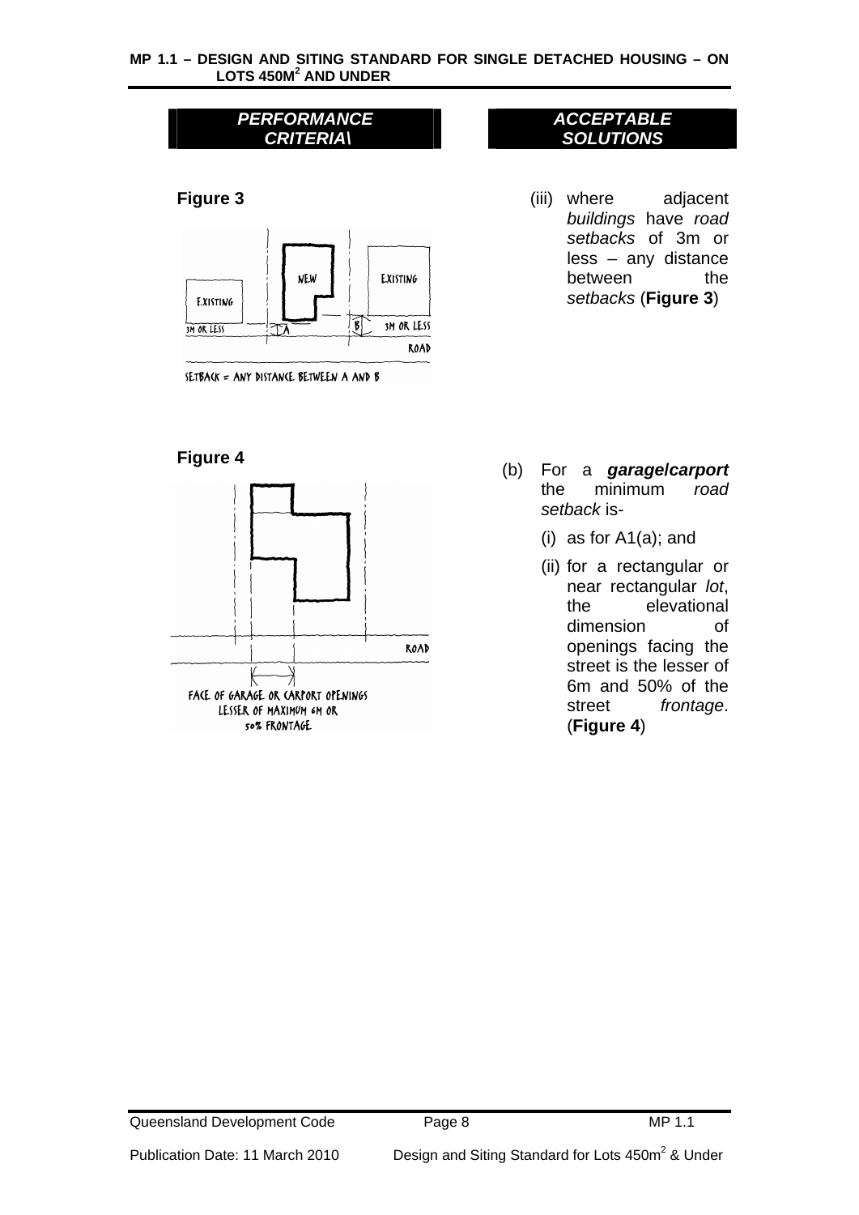| *PERFORMANCE CRITERIA\* | *ACCEPTABLE SOLUTIONS* |
| --- | --- |
| **Figure 3** | (iii) where adjacent *buildings* have *road setbacks* of 3m or less – any distance between the *setbacks* (**Figure 3**) |
| **Figure 4** | (b) For a ***garage\carport*** the minimum *road setback* is-<br>(i) as for A1(a); and<br>(ii) for a rectangular or near rectangular *lot*, the elevational dimension of openings facing the street is the lesser of 6m and 50% of the street *frontage*. (**Figure 4**) |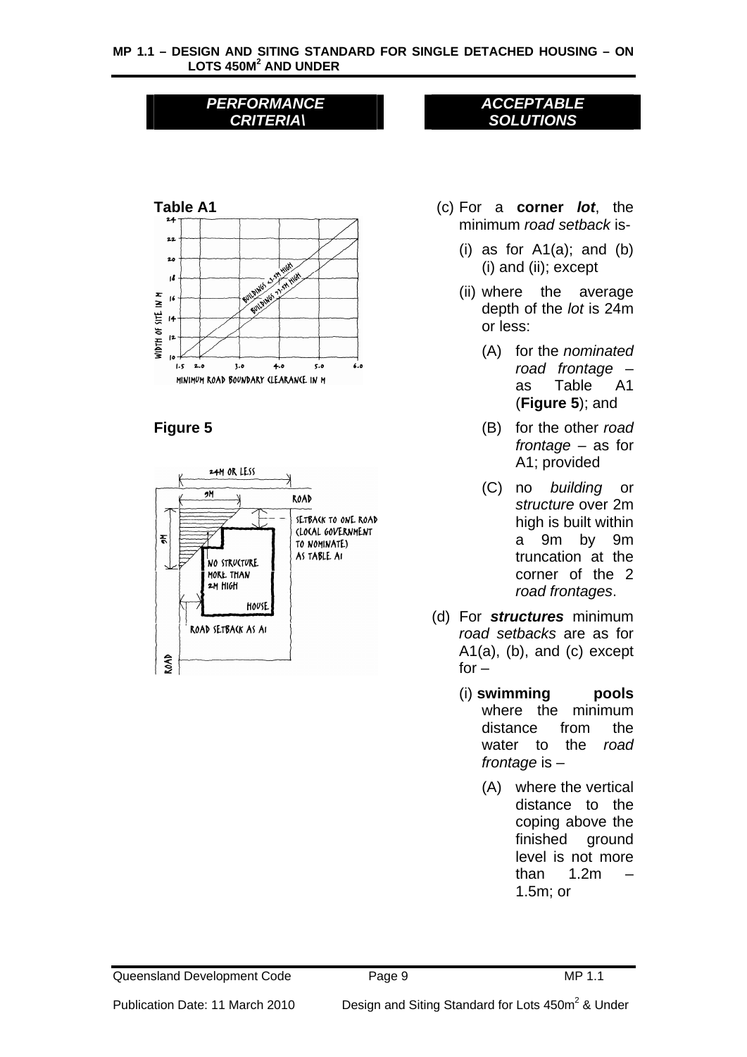| *PERFORMANCE CRITERIA\* | *ACCEPTABLE SOLUTIONS* |
|---|---|

**Table A1**

**Figure 5**

(c) For a **corner** ***lot***, the minimum *road setback* is-

(i) as for A1(a); and (b) (i) and (ii); except

(ii) where the average depth of the *lot* is 24m or less:

(A) for the *nominated road frontage* – as Table A1 (**Figure 5**); and

(B) for the other *road frontage* – as for A1; provided

(C) no *building* or *structure* over 2m high is built within a 9m by 9m truncation at the corner of the 2 *road frontages*.

(d) For ***structures*** minimum *road setbacks* are as for A1(a), (b), and (c) except for –

(i) **swimming pools** where the minimum distance from the water to the *road frontage* is –

(A) where the vertical distance to the coping above the finished ground level is not more than 1.2m – 1.5m; or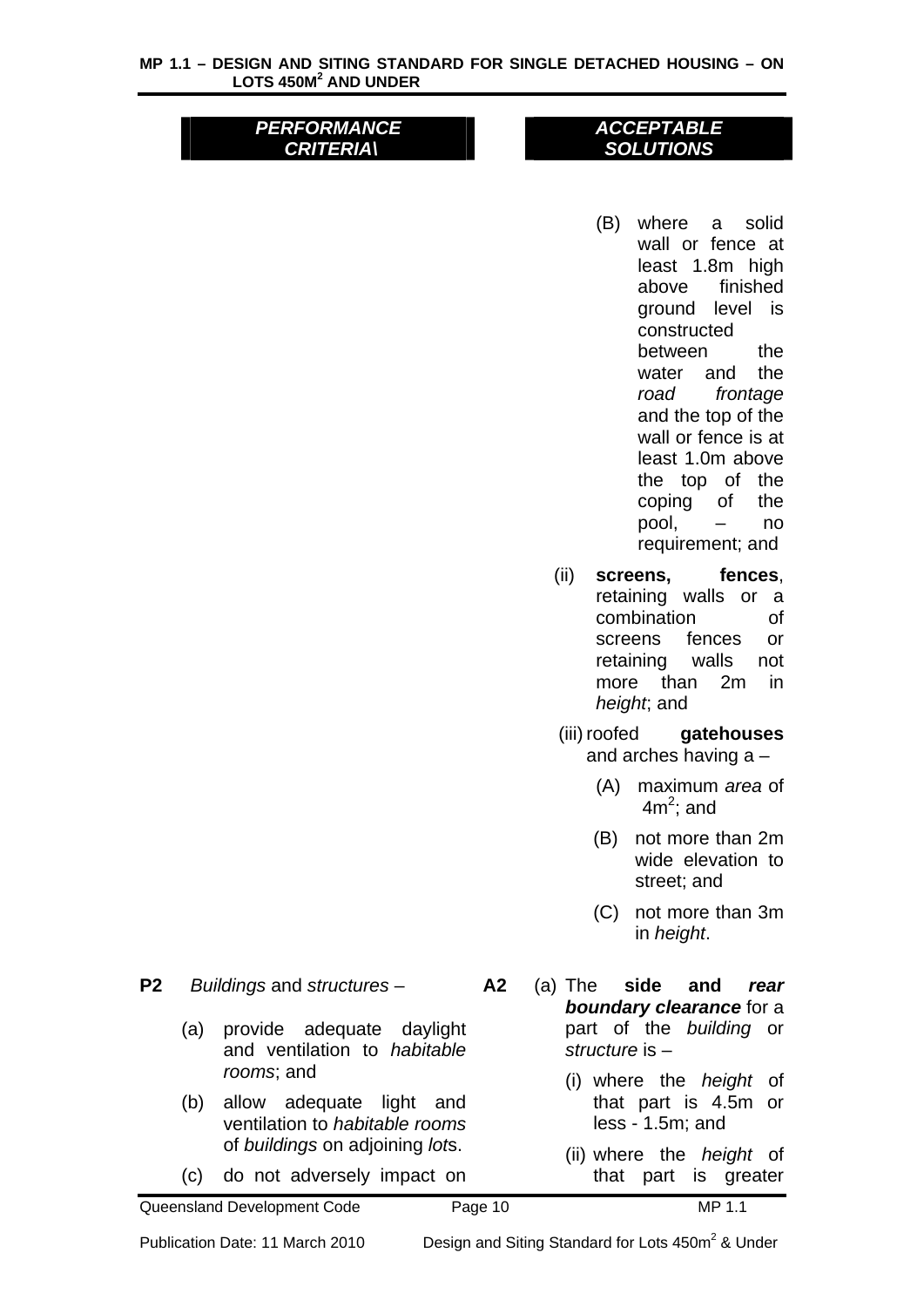| PERFORMANCE CRITERIA\ | | ACCEPTABLE SOLUTIONS |
|---|---|---|
| | | (B) where a solid wall or fence at least 1.8m high above finished ground level is constructed between the water and the *road frontage* and the top of the wall or fence is at least 1.0m above the top of the coping of the pool, – no requirement; and<br><br>(ii) **screens, fences**, retaining walls or a combination of screens fences or retaining walls not more than 2m in *height*; and<br><br>(iii) roofed **gatehouses** and arches having a –<br><br>(A) maximum *area* of $4m^2$; and<br><br>(B) not more than 2m wide elevation to street; and<br><br>(C) not more than 3m in *height*. |
| **P2** *Buildings* and *structures* –<br><br>(a) provide adequate daylight and ventilation to *habitable rooms*; and<br><br>(b) allow adequate light and ventilation to *habitable rooms* of *buildings* on adjoining *lot*s.<br><br>(c) do not adversely impact on | **A2** | (a) The **side and *rear boundary clearance*** for a part of the *building* or *structure* is –<br><br>(i) where the *height* of that part is 4.5m or less - 1.5m; and<br><br>(ii) where the *height* of that part is greater |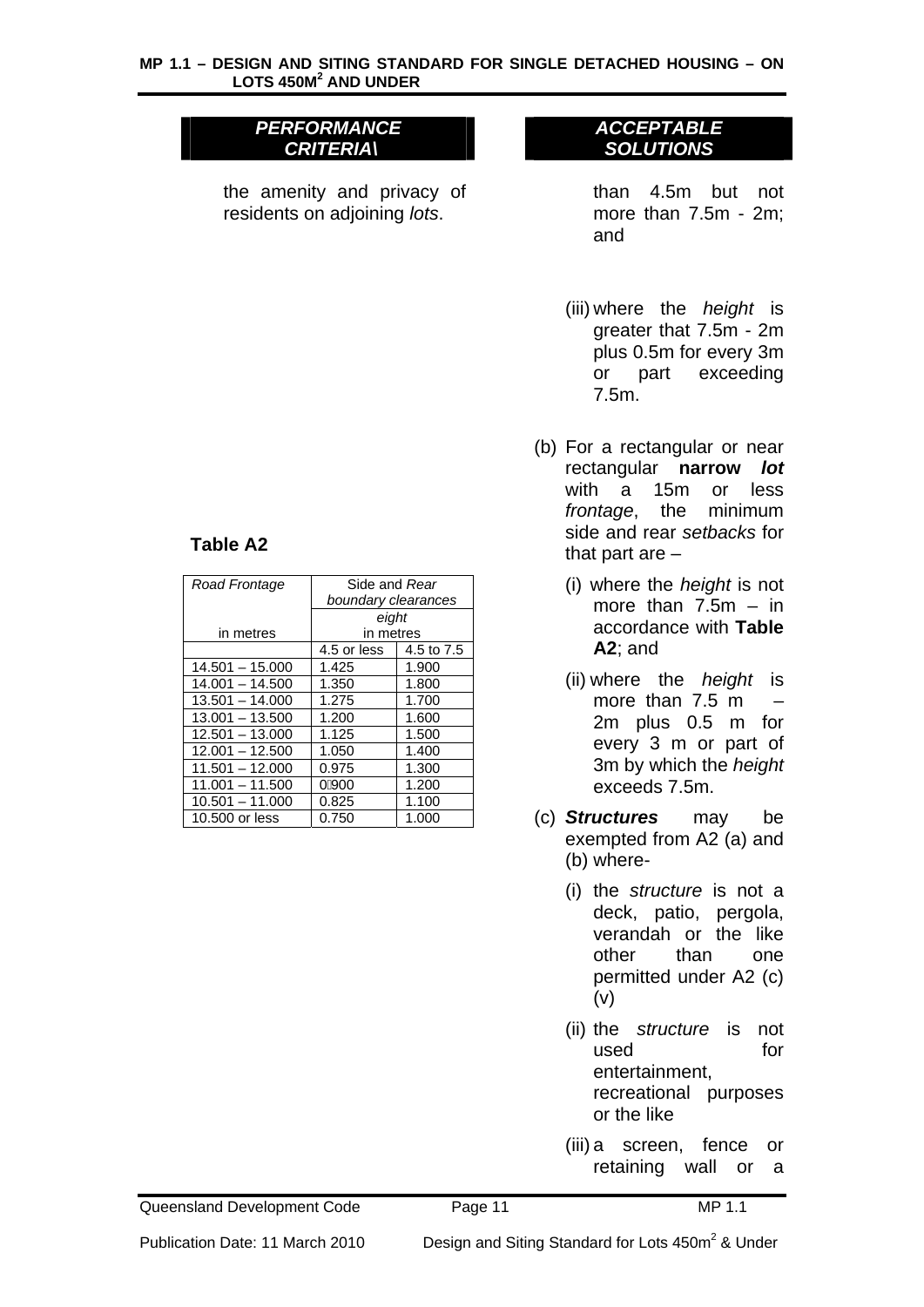| *PERFORMANCE CRITERIA\* | *ACCEPTABLE SOLUTIONS* |
|---|---|
| the amenity and privacy of residents on adjoining *lots*. | than 4.5m but not more than 7.5m - 2m; and<br><br>(iii) where the *height* is greater that 7.5m - 2m plus 0.5m for every 3m or part exceeding 7.5m. |

(b) For a rectangular or near rectangular **narrow *lot*** with a 15m or less *frontage*, the minimum side and rear *setbacks* for that part are –

(i) where the *height* is not more than 7.5m – in accordance with **Table A2**; and

(ii) where the *height* is more than 7.5 m – 2m plus 0.5 m for every 3 m or part of 3m by which the *height* exceeds 7.5m.

(c) ***Structures*** may be exempted from A2 (a) and (b) where-

(i) the *structure* is not a deck, patio, pergola, verandah or the like other than one permitted under A2 (c) (v)

(ii) the *structure* is not used for entertainment, recreational purposes or the like

(iii) a screen, fence or retaining wall or a

**Table A2**

| *Road Frontage*<br><br>in metres | Side and *Rear boundary clearances*<br>*eight*<br>in metres | |
|---|---|---|
| | 4.5 or less | 4.5 to 7.5 |
| 14.501 – 15.000 | 1.425 | 1.900 |
| 14.001 – 14.500 | 1.350 | 1.800 |
| 13.501 – 14.000 | 1.275 | 1.700 |
| 13.001 – 13.500 | 1.200 | 1.600 |
| 12.501 – 13.000 | 1.125 | 1.500 |
| 12.001 – 12.500 | 1.050 | 1.400 |
| 11.501 – 12.000 | 0.975 | 1.300 |
| 11.001 – 11.500 | 0.900 | 1.200 |
| 10.501 – 11.000 | 0.825 | 1.100 |
| 10.500 or less | 0.750 | 1.000 |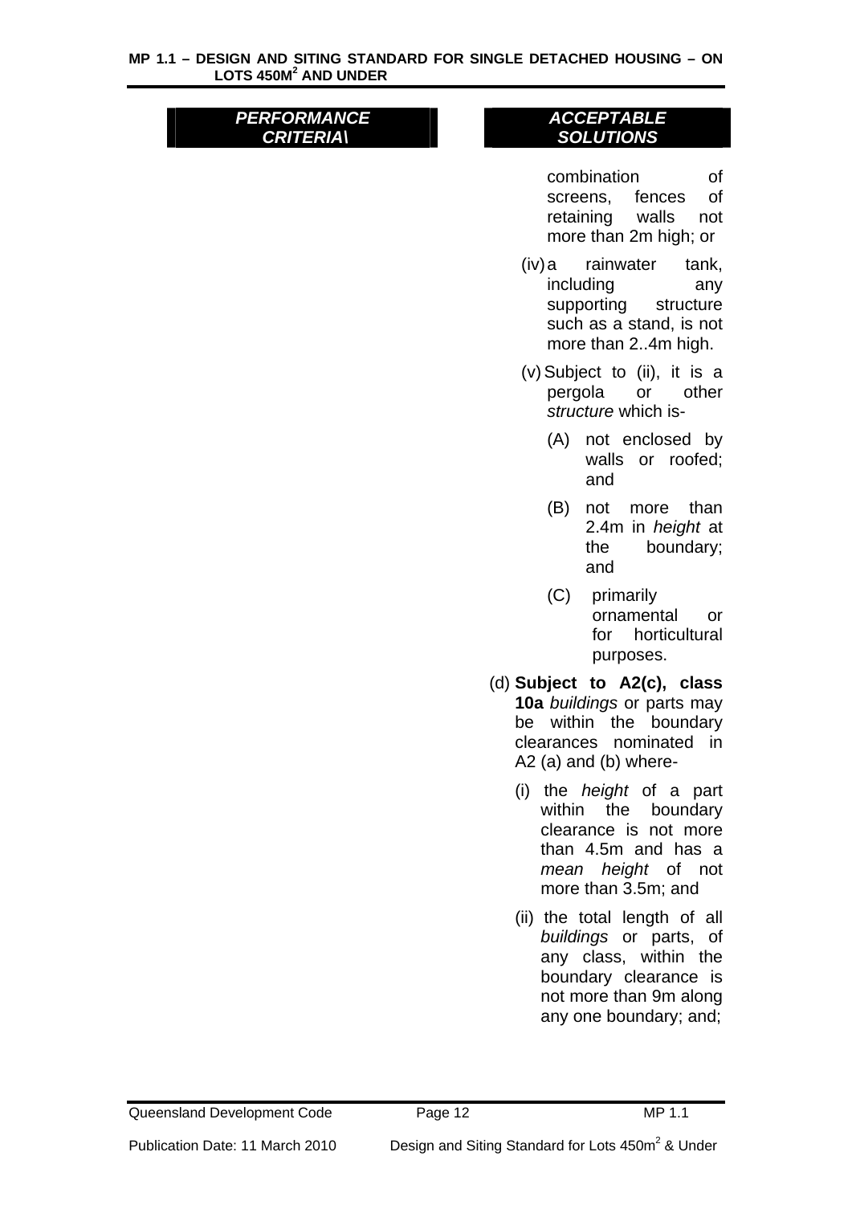| *PERFORMANCE CRITERIA\* | *ACCEPTABLE SOLUTIONS* |
| --- | --- |
| | combination of screens, fences of retaining walls not more than 2m high; or<br><br>(iv) a rainwater tank, including any supporting structure such as a stand, is not more than 2..4m high.<br><br>(v) Subject to (ii), it is a pergola or other *structure* which is-<br><br>(A) not enclosed by walls or roofed; and<br><br>(B) not more than 2.4m in *height* at the boundary; and<br><br>(C) primarily ornamental or for horticultural purposes.<br><br>(d) **Subject to A2(c), class 10a** *buildings* or parts may be within the boundary clearances nominated in A2 (a) and (b) where-<br><br>(i) the *height* of a part within the boundary clearance is not more than 4.5m and has a *mean height* of not more than 3.5m; and<br><br>(ii) the total length of all *buildings* or parts, of any class, within the boundary clearance is not more than 9m along any one boundary; and; |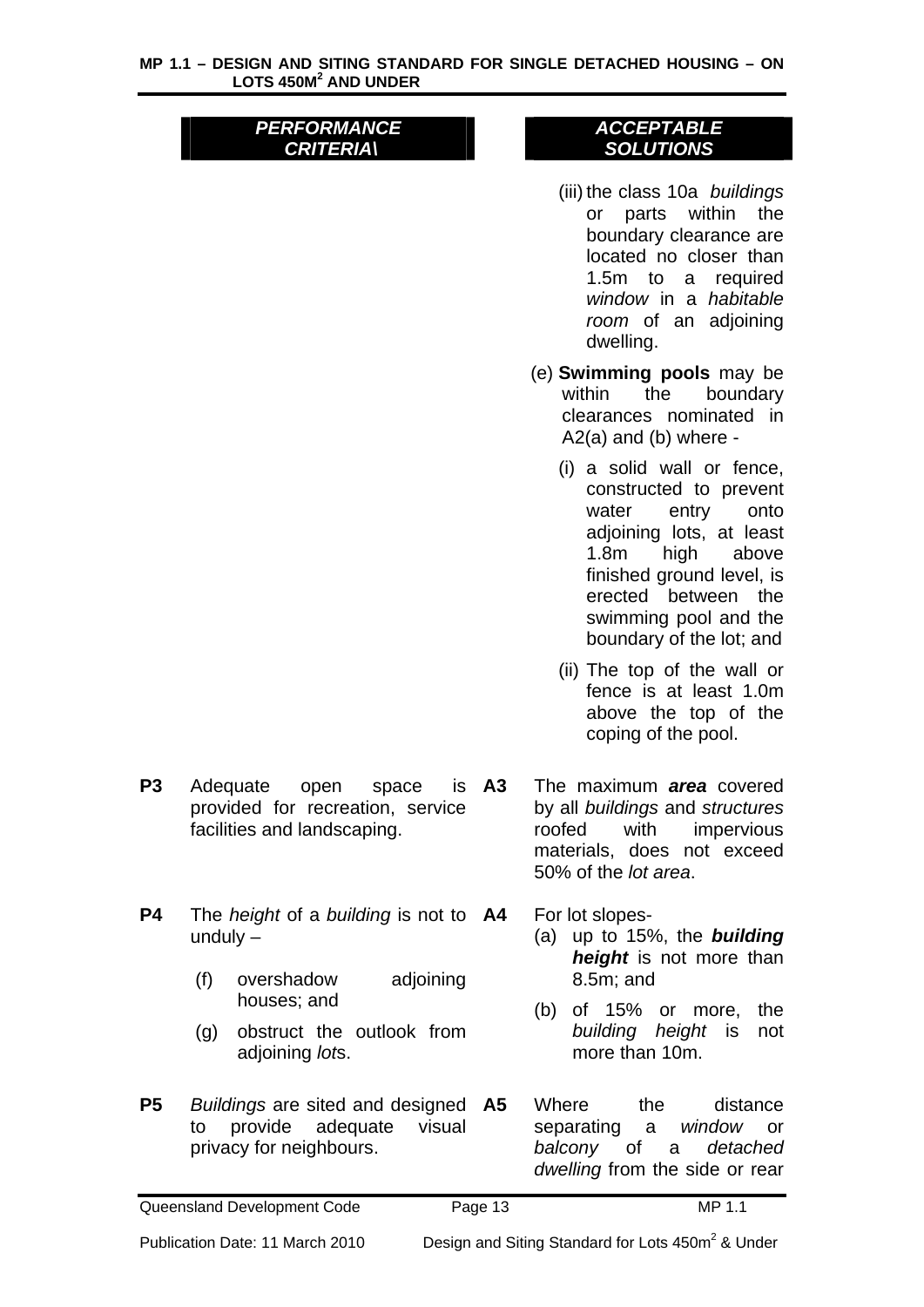| | PERFORMANCE CRITERIA\ | | ACCEPTABLE SOLUTIONS |
|---|---|---|---|
| | | | (iii) the class 10a *buildings* or parts within the boundary clearance are located no closer than 1.5m to a required *window* in a *habitable room* of an adjoining dwelling.<br><br>(e) **Swimming pools** may be within the boundary clearances nominated in A2(a) and (b) where -<br><br>(i) a solid wall or fence, constructed to prevent water entry onto adjoining lots, at least 1.8m high above finished ground level, is erected between the swimming pool and the boundary of the lot; and<br><br>(ii) The top of the wall or fence is at least 1.0m above the top of the coping of the pool. |
| **P3** | Adequate open space is provided for recreation, service facilities and landscaping. | **A3** | The maximum ***area*** covered by all *buildings* and *structures* roofed with impervious materials, does not exceed 50% of the *lot area*. |
| **P4** | The *height* of a *building* is not to unduly –<br><br>(f) overshadow adjoining houses; and<br><br>(g) obstruct the outlook from adjoining *lot*s. | **A4** | For lot slopes-<br>(a) up to 15%, the ***building height*** is not more than 8.5m; and<br><br>(b) of 15% or more, the *building height* is not more than 10m. |
| **P5** | *Buildings* are sited and designed to provide adequate visual privacy for neighbours. | **A5** | Where the distance separating a *window* or *balcony* of a *detached dwelling* from the side or rear |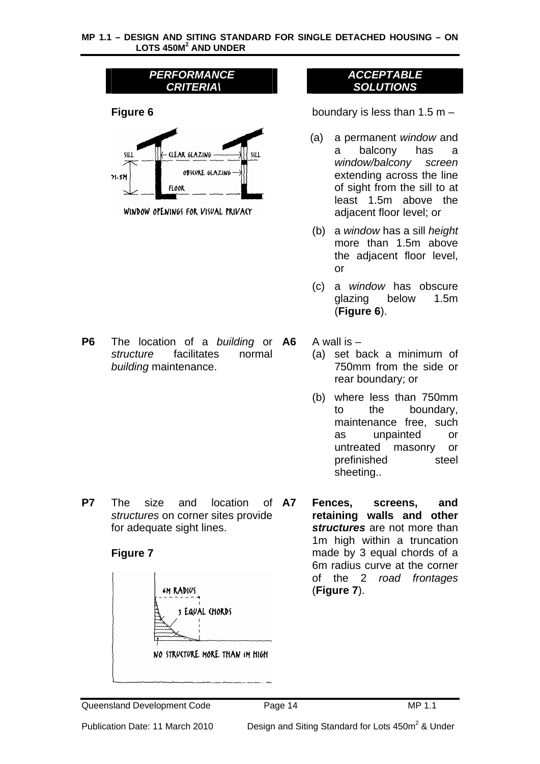| PERFORMANCE CRITERIA\ | | ACCEPTABLE SOLUTIONS |
|---|---|---|
| **Figure 6** | | boundary is less than 1.5 m – (a) a permanent *window* and a balcony has a *window/balcony screen* extending across the line of sight from the sill to at least 1.5m above the adjacent floor level; or (b) a *window* has a sill *height* more than 1.5m above the adjacent floor level, or (c) a *window* has obscure glazing below 1.5m (**Figure 6**). |
| **P6** The location of a *building* or *structure* facilitates normal *building* maintenance. | **A6** | A wall is – (a) set back a minimum of 750mm from the side or rear boundary; or (b) where less than 750mm to the boundary, maintenance free, such as unpainted or untreated masonry or prefinished steel sheeting.. |
| **P7** The size and location of *structures* on corner sites provide for adequate sight lines. **Figure 7** | **A7** | **Fences, screens, and retaining walls and other *structures*** are not more than 1m high within a truncation made by 3 equal chords of a 6m radius curve at the corner of the 2 *road frontages* (**Figure 7**). |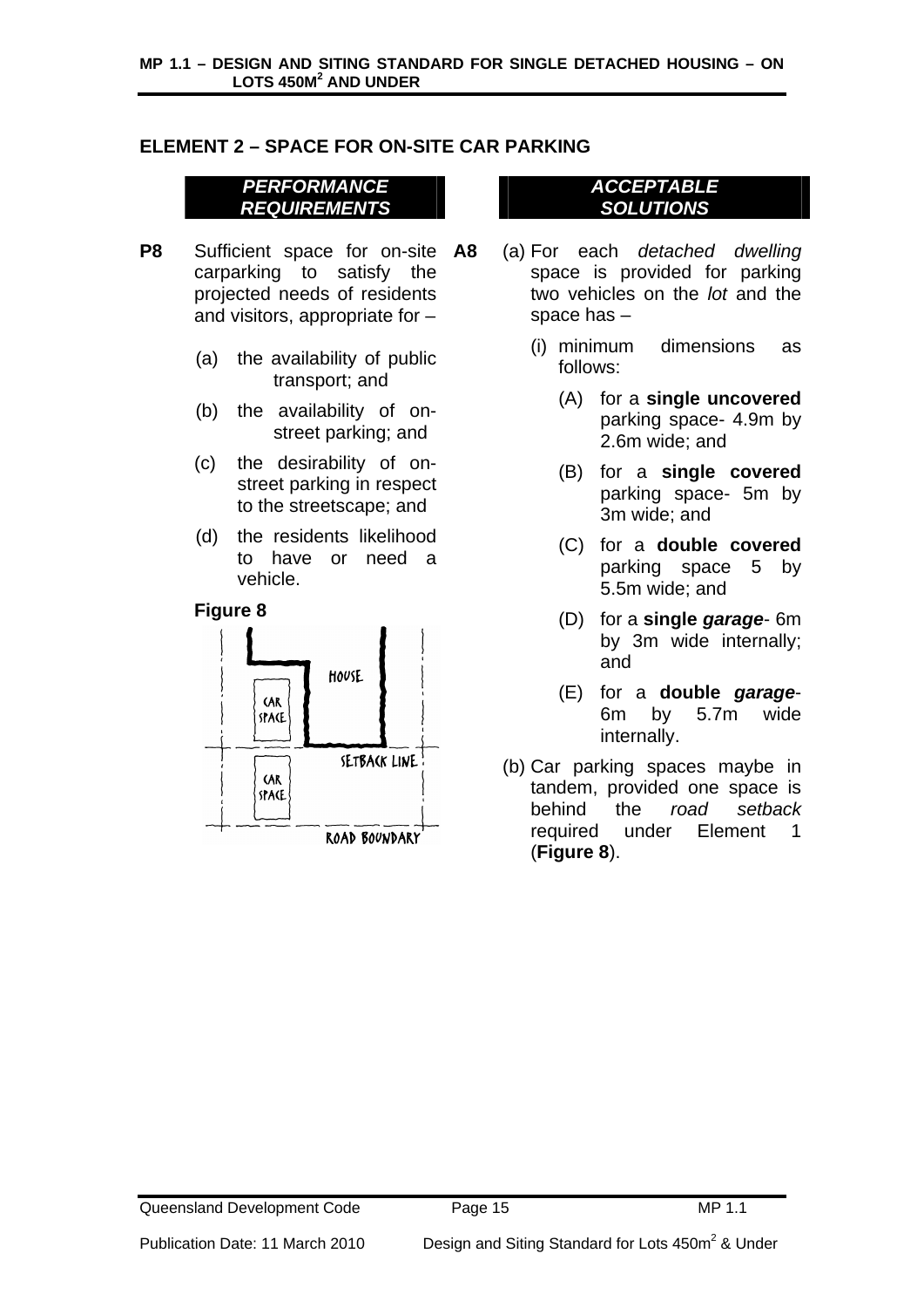## ELEMENT 2 – SPACE FOR ON-SITE CAR PARKING

| *PERFORMANCE REQUIREMENTS* | *ACCEPTABLE SOLUTIONS* |
|---|---|
| **P8** Sufficient space for on-site carparking to satisfy the projected needs of residents and visitors, appropriate for – (a) the availability of public transport; and (b) the availability of on-street parking; and (c) the desirability of on-street parking in respect to the streetscape; and (d) the residents likelihood to have or need a vehicle. | **A8** (a) For each *detached dwelling* space is provided for parking two vehicles on the *lot* and the space has – (i) minimum dimensions as follows: (A) for a **single uncovered** parking space- 4.9m by 2.6m wide; and (B) for a **single covered** parking space- 5m by 3m wide; and (C) for a **double covered** parking space 5 by 5.5m wide; and (D) for a **single *garage***- 6m by 3m wide internally; and (E) for a **double *garage***- 6m by 5.7m wide internally. (b) Car parking spaces maybe in tandem, provided one space is behind the *road setback* required under Element 1 (**Figure 8**). |

**Figure 8**

HOUSE

CAR SPACE

SETBACK LINE

CAR SPACE

ROAD BOUNDARY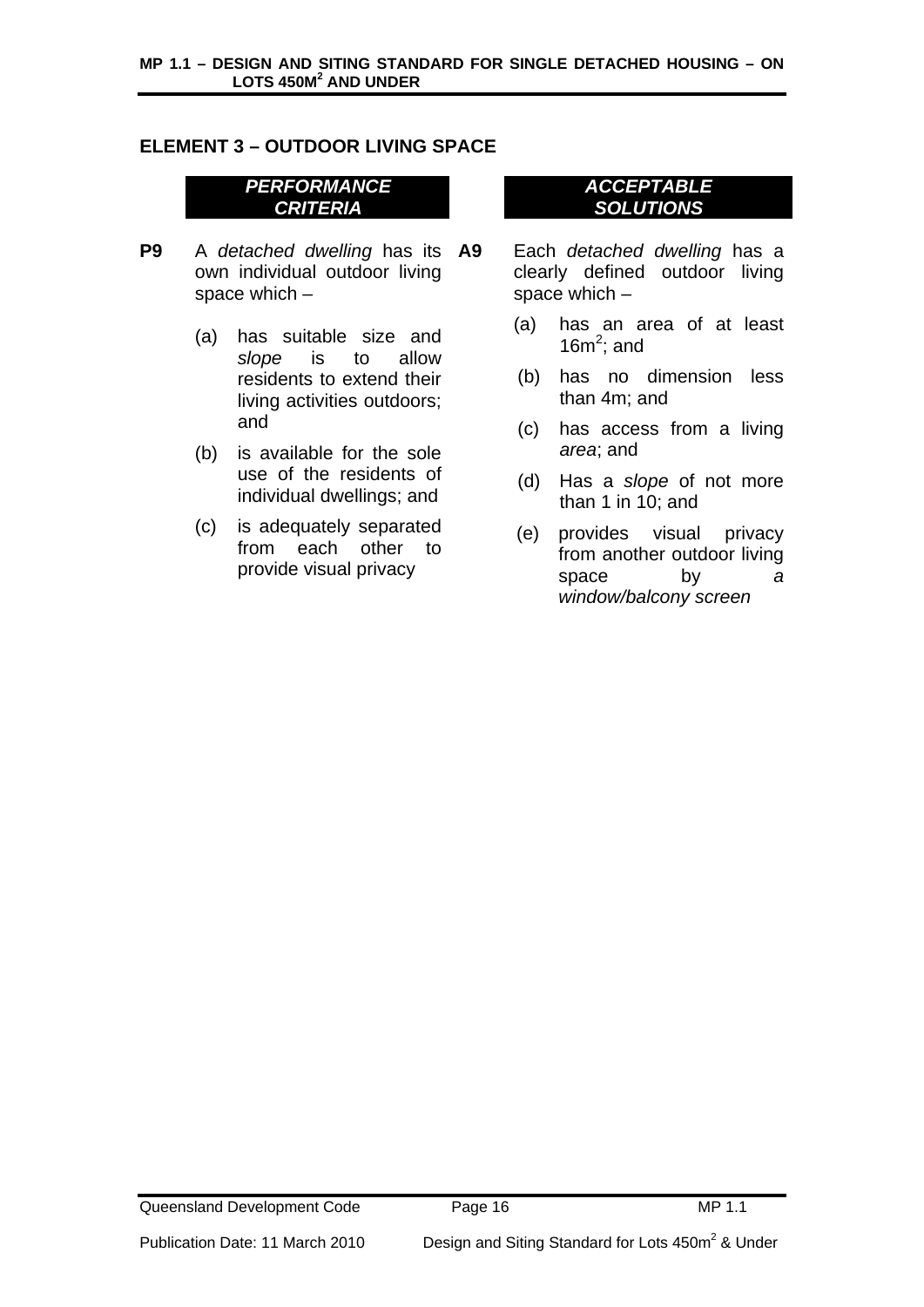## ELEMENT 3 – OUTDOOR LIVING SPACE

| PERFORMANCE CRITERIA | ACCEPTABLE SOLUTIONS |
|---|---|
| **P9** A *detached dwelling* has its own individual outdoor living space which –<br><br>(a) has suitable size and *slope* is to allow residents to extend their living activities outdoors; and<br><br>(b) is available for the sole use of the residents of individual dwellings; and<br><br>(c) is adequately separated from each other to provide visual privacy | **A9** Each *detached dwelling* has a clearly defined outdoor living space which –<br><br>(a) has an area of at least $16m^2$; and<br><br>(b) has no dimension less than 4m; and<br><br>(c) has access from a living *area*; and<br><br>(d) Has a *slope* of not more than 1 in 10; and<br><br>(e) provides visual privacy from another outdoor living space by *a window/balcony screen* |